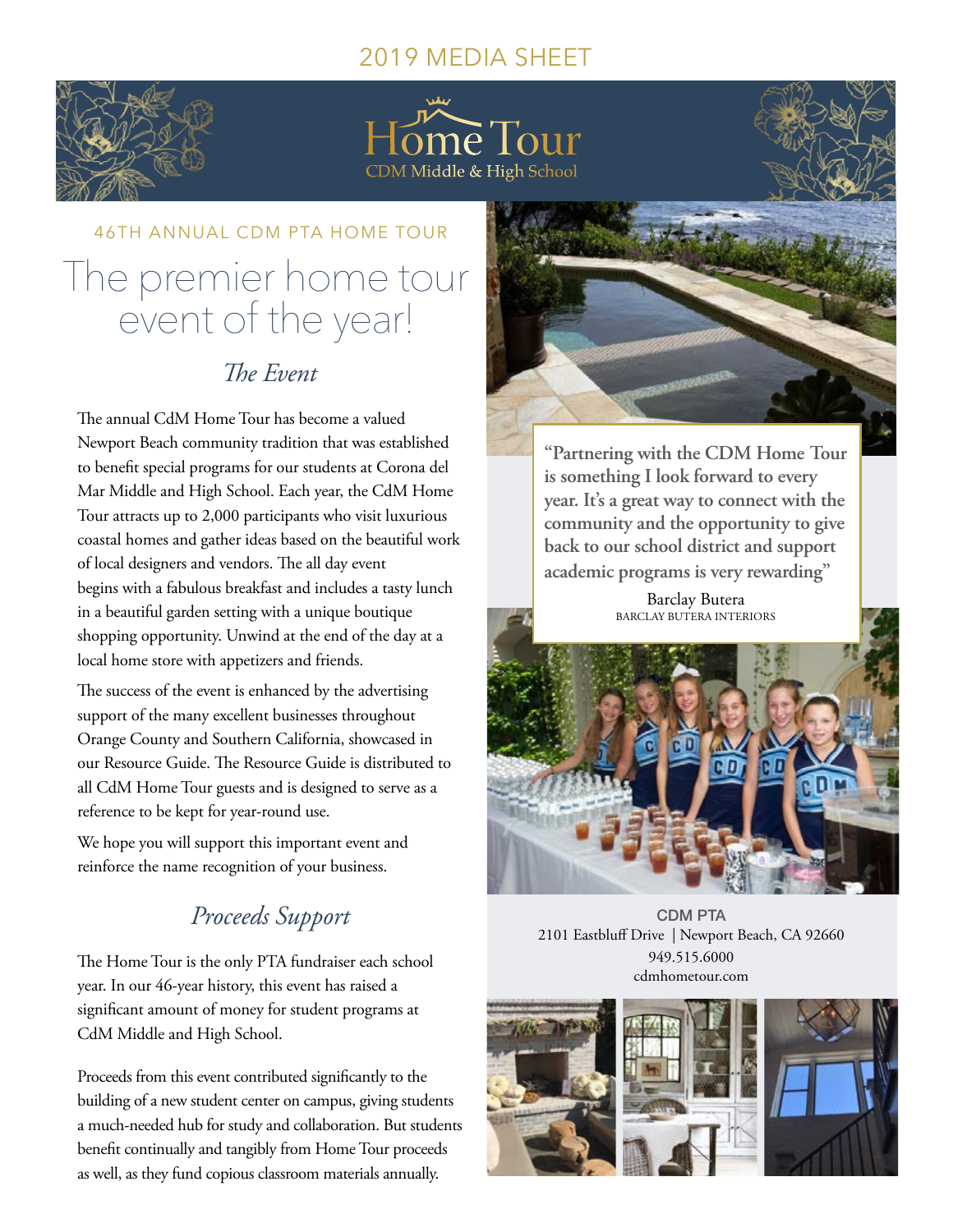2019 MEDIA SHEET

# Home Tour
CDM Middle & High School

46TH ANNUAL CDM PTA HOME TOUR

## The premier home tour event of the year!

### *The Event*

The annual CdM Home Tour has become a valued Newport Beach community tradition that was established to benefit special programs for our students at Corona del Mar Middle and High School. Each year, the CdM Home Tour attracts up to 2,000 participants who visit luxurious coastal homes and gather ideas based on the beautiful work of local designers and vendors. The all day event begins with a fabulous breakfast and includes a tasty lunch in a beautiful garden setting with a unique boutique shopping opportunity. Unwind at the end of the day at a local home store with appetizers and friends.

The success of the event is enhanced by the advertising support of the many excellent businesses throughout Orange County and Southern California, showcased in our Resource Guide. The Resource Guide is distributed to all CdM Home Tour guests and is designed to serve as a reference to be kept for year-round use.

We hope you will support this important event and reinforce the name recognition of your business.

### *Proceeds Support*

The Home Tour is the only PTA fundraiser each school year. In our 46-year history, this event has raised a significant amount of money for student programs at CdM Middle and High School.

Proceeds from this event contributed significantly to the building of a new student center on campus, giving students a much-needed hub for study and collaboration. But students benefit continually and tangibly from Home Tour proceeds as well, as they fund copious classroom materials annually.

**"Partnering with the CDM Home Tour is something I look forward to every year. It's a great way to connect with the community and the opportunity to give back to our school district and support academic programs is very rewarding"**

Barclay Butera
BARCLAY BUTERA INTERIORS

**CDM PTA**
2101 Eastbluff Drive | Newport Beach, CA 92660
949.515.6000
cdmhometour.com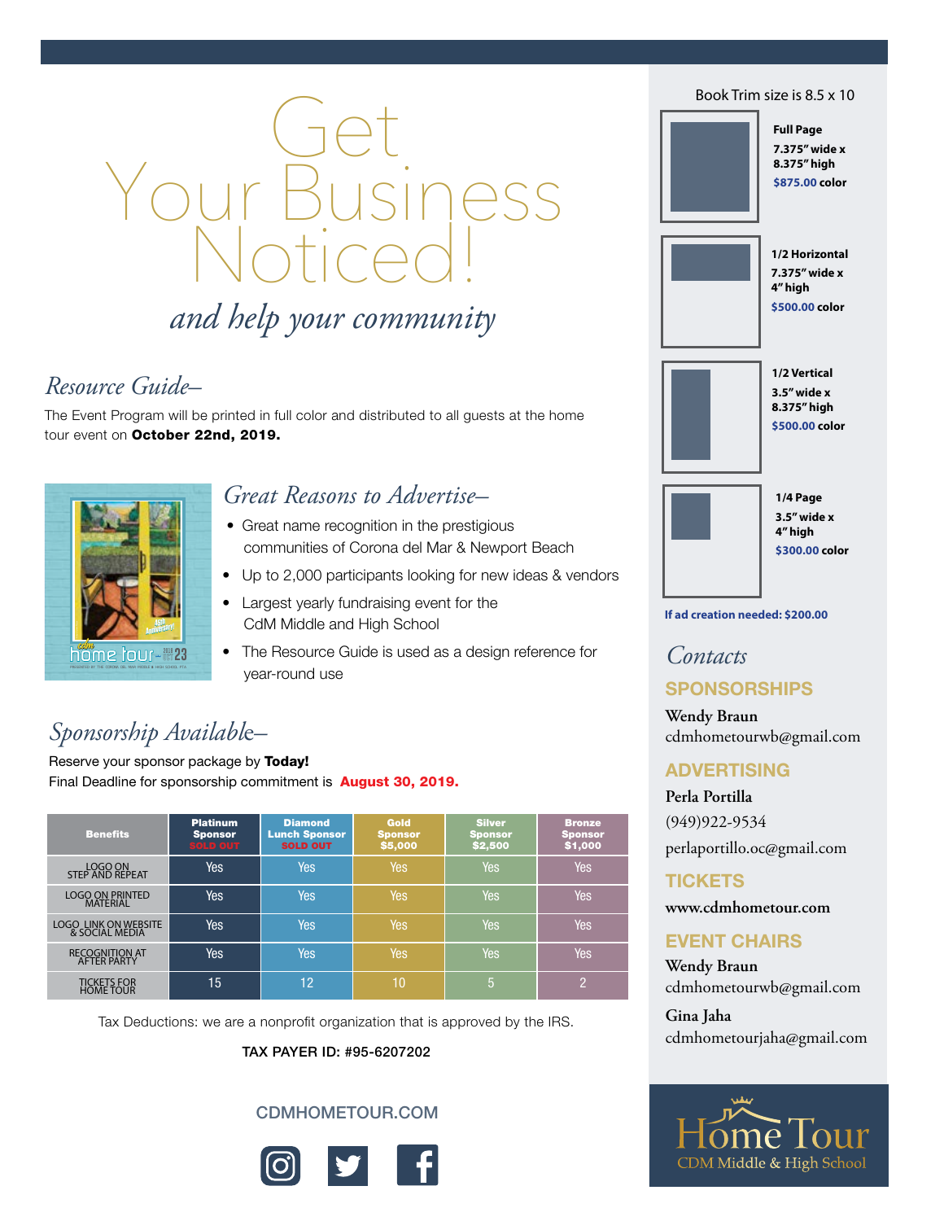# Get Your Business Noticed!

*and help your community*

## *Resource Guide–*

The Event Program will be printed in full color and distributed to all guests at the home tour event on **October 22nd, 2019.**

## *Great Reasons to Advertise–*

- Great name recognition in the prestigious communities of Corona del Mar & Newport Beach
- Up to 2,000 participants looking for new ideas & vendors
- Largest yearly fundraising event for the CdM Middle and High School
- The Resource Guide is used as a design reference for year-round use

## *Sponsorship Available–*

Reserve your sponsor package by **Today!**
Final Deadline for sponsorship commitment is **August 30, 2019.**

| Benefits | Platinum Sponsor SOLD OUT | Diamond Lunch Sponsor SOLD OUT | Gold Sponsor $5,000 | Silver Sponsor $2,500 | Bronze Sponsor $1,000 |
|---|---|---|---|---|---|
| LOGO ON STEP AND REPEAT | Yes | Yes | Yes | Yes | Yes |
| LOGO ON PRINTED MATERIAL | Yes | Yes | Yes | Yes | Yes |
| LOGO LINK ON WEBSITE & SOCIAL MEDIA | Yes | Yes | Yes | Yes | Yes |
| RECOGNITION AT AFTER PARTY | Yes | Yes | Yes | Yes | Yes |
| TICKETS FOR HOME TOUR | 15 | 12 | 10 | 5 | 2 |

Tax Deductions: we are a nonprofit organization that is approved by the IRS.

TAX PAYER ID: #95-6207202

CDMHOMETOUR.COM

Book Trim size is 8.5 x 10

**Full Page**
**7.375" wide x 8.375" high**
**$875.00 color**

**1/2 Horizontal**
**7.375" wide x 4" high**
**$500.00 color**

**1/2 Vertical**
**3.5" wide x 8.375" high**
**$500.00 color**

**1/4 Page**
**3.5" wide x 4" high**
**$300.00 color**

**If ad creation needed: $200.00**

## *Contacts*

### SPONSORSHIPS

Wendy Braun
cdmhometourwb@gmail.com

### ADVERTISING

Perla Portilla
(949)922-9534
perlaportillo.oc@gmail.com

### TICKETS

www.cdmhometour.com

### EVENT CHAIRS

Wendy Braun
cdmhometourwb@gmail.com

Gina Jaha
cdmhometourjaha@gmail.com

Home Tour
CDM Middle & High School